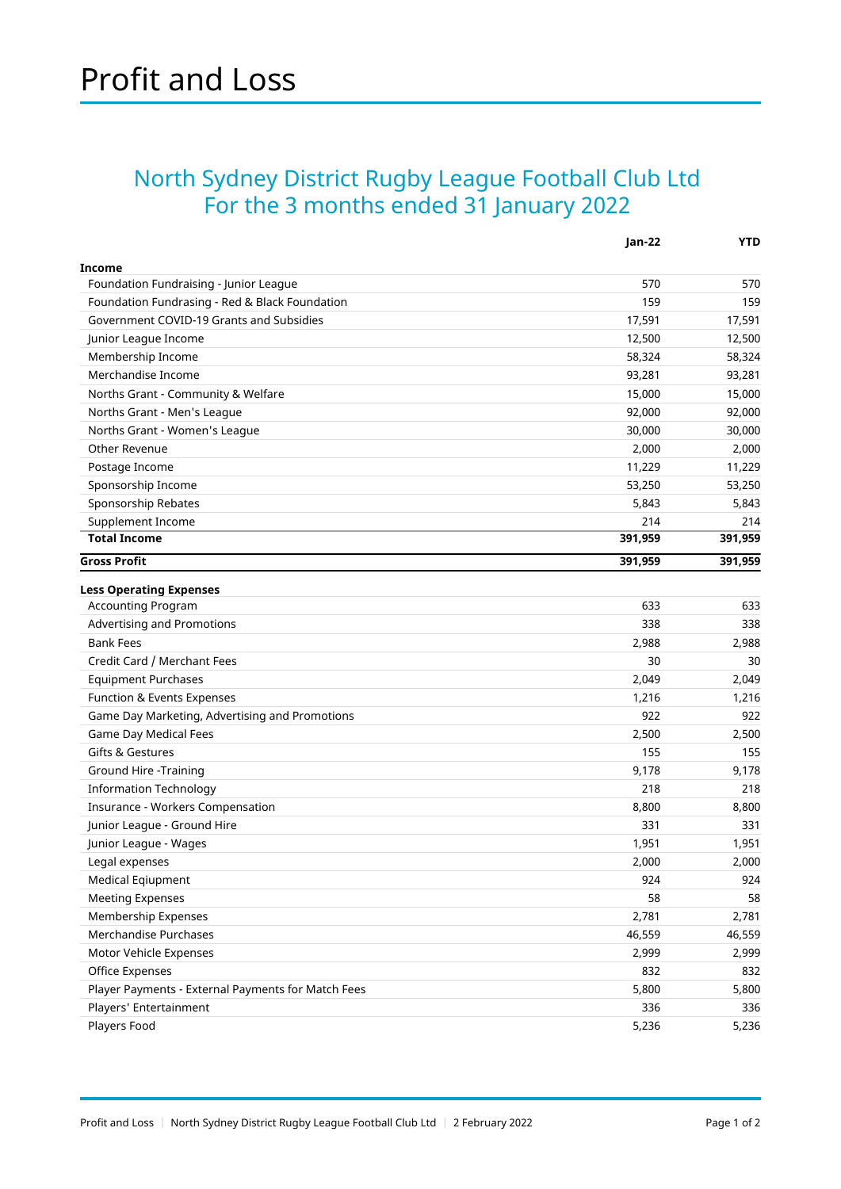# Profit and Loss

## North Sydney District Rugby League Football Club Ltd
## For the 3 months ended 31 January 2022

| | Jan-22 | YTD |
|---|---:|---:|
| **Income** | | |
| Foundation Fundraising - Junior League | 570 | 570 |
| Foundation Fundrasing - Red & Black Foundation | 159 | 159 |
| Government COVID-19 Grants and Subsidies | 17,591 | 17,591 |
| Junior League Income | 12,500 | 12,500 |
| Membership Income | 58,324 | 58,324 |
| Merchandise Income | 93,281 | 93,281 |
| Norths Grant - Community & Welfare | 15,000 | 15,000 |
| Norths Grant - Men's League | 92,000 | 92,000 |
| Norths Grant - Women's League | 30,000 | 30,000 |
| Other Revenue | 2,000 | 2,000 |
| Postage Income | 11,229 | 11,229 |
| Sponsorship Income | 53,250 | 53,250 |
| Sponsorship Rebates | 5,843 | 5,843 |
| Supplement Income | 214 | 214 |
| **Total Income** | **391,959** | **391,959** |
| **Gross Profit** | **391,959** | **391,959** |
| **Less Operating Expenses** | | |
| Accounting Program | 633 | 633 |
| Advertising and Promotions | 338 | 338 |
| Bank Fees | 2,988 | 2,988 |
| Credit Card / Merchant Fees | 30 | 30 |
| Equipment Purchases | 2,049 | 2,049 |
| Function & Events Expenses | 1,216 | 1,216 |
| Game Day Marketing, Advertising and Promotions | 922 | 922 |
| Game Day Medical Fees | 2,500 | 2,500 |
| Gifts & Gestures | 155 | 155 |
| Ground Hire -Training | 9,178 | 9,178 |
| Information Technology | 218 | 218 |
| Insurance - Workers Compensation | 8,800 | 8,800 |
| Junior League - Ground Hire | 331 | 331 |
| Junior League - Wages | 1,951 | 1,951 |
| Legal expenses | 2,000 | 2,000 |
| Medical Eqiupment | 924 | 924 |
| Meeting Expenses | 58 | 58 |
| Membership Expenses | 2,781 | 2,781 |
| Merchandise Purchases | 46,559 | 46,559 |
| Motor Vehicle Expenses | 2,999 | 2,999 |
| Office Expenses | 832 | 832 |
| Player Payments - External Payments for Match Fees | 5,800 | 5,800 |
| Players' Entertainment | 336 | 336 |
| Players Food | 5,236 | 5,236 |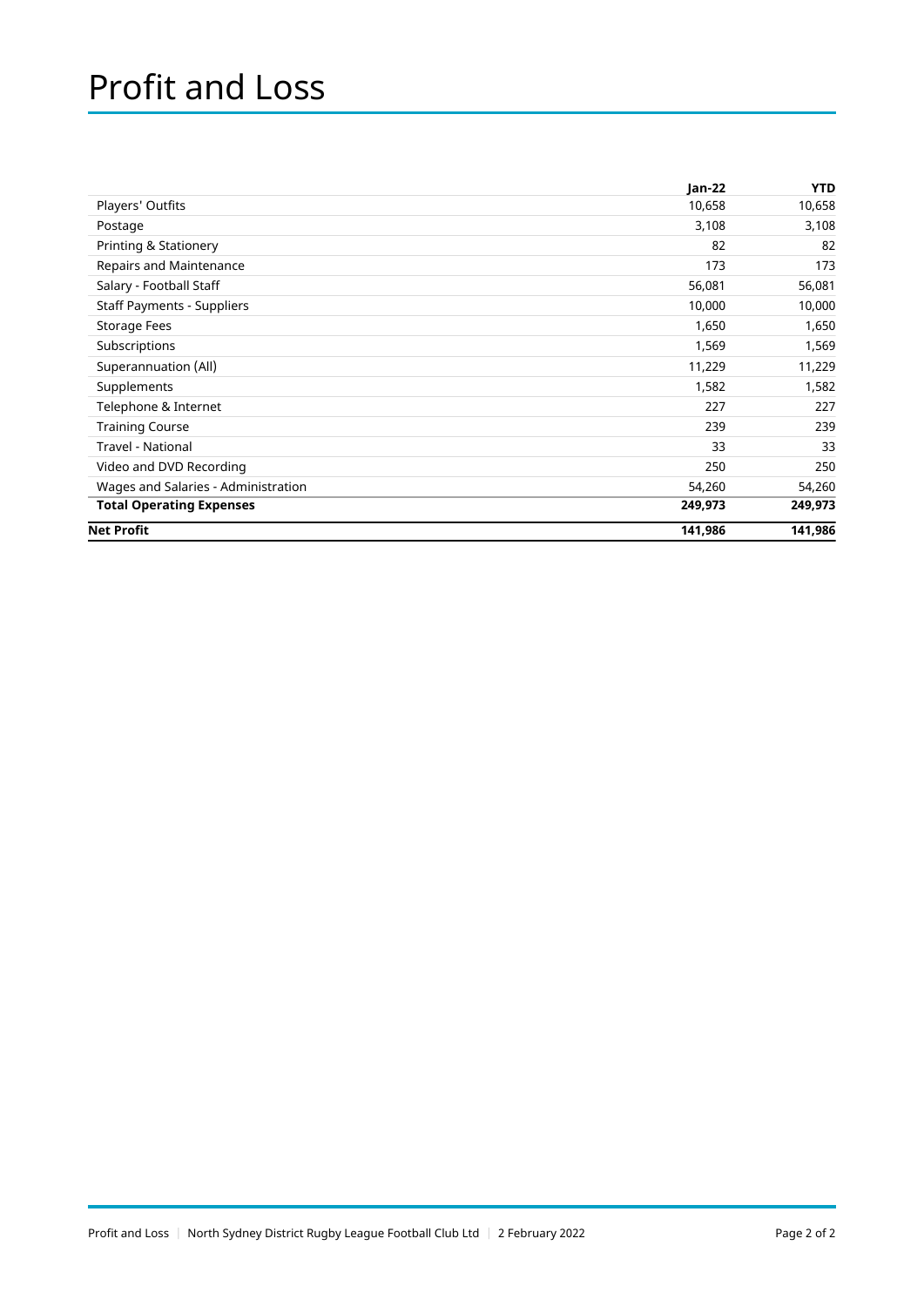# Profit and Loss

| | Jan-22 | YTD |
|---|---|---|
| Players' Outfits | 10,658 | 10,658 |
| Postage | 3,108 | 3,108 |
| Printing & Stationery | 82 | 82 |
| Repairs and Maintenance | 173 | 173 |
| Salary - Football Staff | 56,081 | 56,081 |
| Staff Payments - Suppliers | 10,000 | 10,000 |
| Storage Fees | 1,650 | 1,650 |
| Subscriptions | 1,569 | 1,569 |
| Superannuation (All) | 11,229 | 11,229 |
| Supplements | 1,582 | 1,582 |
| Telephone & Internet | 227 | 227 |
| Training Course | 239 | 239 |
| Travel - National | 33 | 33 |
| Video and DVD Recording | 250 | 250 |
| Wages and Salaries - Administration | 54,260 | 54,260 |
| **Total Operating Expenses** | **249,973** | **249,973** |
| **Net Profit** | **141,986** | **141,986** |